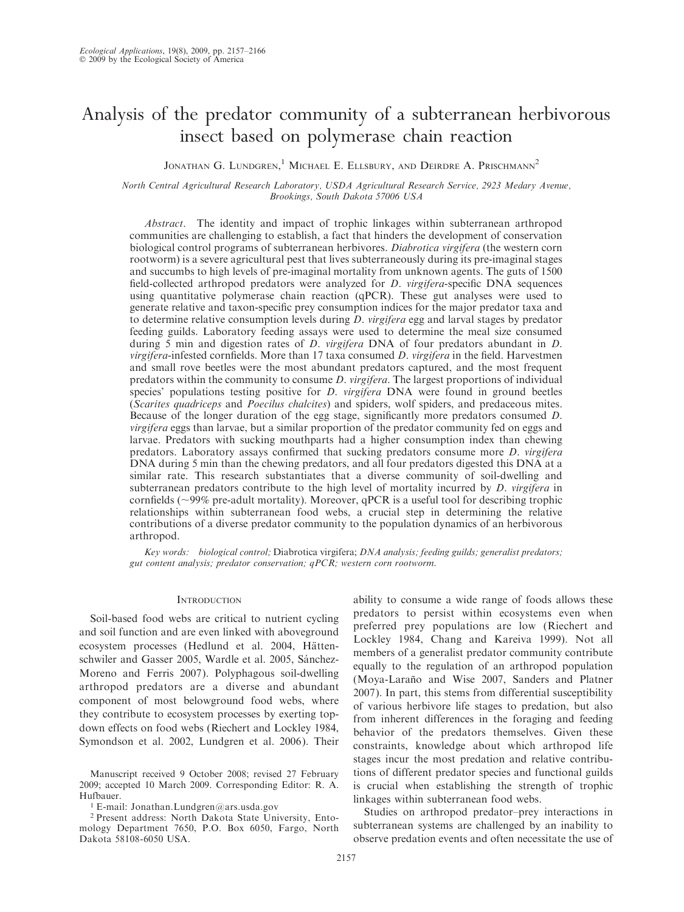#### Analysis of the predator community of a subterranean herbivorous insect based on polymerase chain reaction

Jonathan G. Lundgren,[1] Michael E. Ellsbury, and Deirdre A. Prischmann[2]

*North Central Agricultural Research Laboratory, USDA Agricultural Research Service, 2923 Medary Avenue, Brookings, South Dakota 57006 USA*

*Abstract*. The identity and impact of trophic linkages within subterranean arthropod communities are challenging to establish, a fact that hinders the development of conservation biological control programs of subterranean herbivores. *Diabrotica virgifera* (the western corn rootworm) is a severe agricultural pest that lives subterraneously during its pre-imaginal stages and succumbs to high levels of pre-imaginal mortality from unknown agents. The guts of 1500 field-collected arthropod predators were analyzed for *D. virgifera*-specific DNA sequences using quantitative polymerase chain reaction (qPCR). These gut analyses were used to generate relative and taxon-specific prey consumption indices for the major predator taxa and to determine relative consumption levels during *D. virgifera* egg and larval stages by predator feeding guilds. Laboratory feeding assays were used to determine the meal size consumed during 5 min and digestion rates of *D. virgifera* DNA of four predators abundant in *D. virgifera*-infested cornfields. More than 17 taxa consumed *D. virgifera* in the field. Harvestmen and small rove beetles were the most abundant predators captured, and the most frequent predators within the community to consume *D. virgifera*. The largest proportions of individual species' populations testing positive for *D. virgifera* DNA were found in ground beetles (*Scarites quadriceps* and *Poecilus chalcites*) and spiders, wolf spiders, and predaceous mites. Because of the longer duration of the egg stage, significantly more predators consumed *D. virgifera* eggs than larvae, but a similar proportion of the predator community fed on eggs and larvae. Predators with sucking mouthparts had a higher consumption index than chewing predators. Laboratory assays confirmed that sucking predators consume more *D. virgifera* DNA during 5 min than the chewing predators, and all four predators digested this DNA at a similar rate. This research substantiates that a diverse community of soil-dwelling and subterranean predators contribute to the high level of mortality incurred by *D. virgifera* in cornfields (~99% pre-adult mortality). Moreover, qPCR is a useful tool for describing trophic relationships within subterranean food webs, a crucial step in determining the relative contributions of a diverse predator community to the population dynamics of an herbivorous arthropod.

*Key words*: *biological control;* Diabrotica virgifera; *DNA analysis; feeding guilds; generalist predators; gut content analysis; predator conservation; qPCR; western corn rootworm.*

## Introduction

Soil-based food webs are critical to nutrient cycling and soil function and are even linked with aboveground ecosystem processes (Hedlund et al. 2004, Hättenschwiler and Gasser 2005, Wardle et al. 2005, Sánchez-Moreno and Ferris 2007). Polyphagous soil-dwelling arthropod predators are a diverse and abundant component of most belowground food webs, where they contribute to ecosystem processes by exerting top-down effects on food webs (Riechert and Lockley 1984, Symondson et al. 2002, Lundgren et al. 2006). Their ability to consume a wide range of foods allows these predators to persist within ecosystems even when preferred prey populations are low (Riechert and Lockley 1984, Chang and Kareiva 1999). Not all members of a generalist predator community contribute equally to the regulation of an arthropod population (Moya-Laraño and Wise 2007, Sanders and Platner 2007). In part, this stems from differential susceptibility of various herbivore life stages to predation, but also from inherent differences in the foraging and feeding behavior of the predators themselves. Given these constraints, knowledge about which arthropod life stages incur the most predation and relative contributions of different predator species and functional guilds is crucial when establishing the strength of trophic linkages within subterranean food webs.

Studies on arthropod predator–prey interactions in subterranean systems are challenged by an inability to observe predation events and often necessitate the use of

Manuscript received 9 October 2008; revised 27 February 2009; accepted 10 March 2009. Corresponding Editor: R. A. Hufbauer.

[1] E-mail: Jonathan.Lundgren@ars.usda.gov

[2] Present address: North Dakota State University, Entomology Department 7650, P.O. Box 6050, Fargo, North Dakota 58108-6050 USA.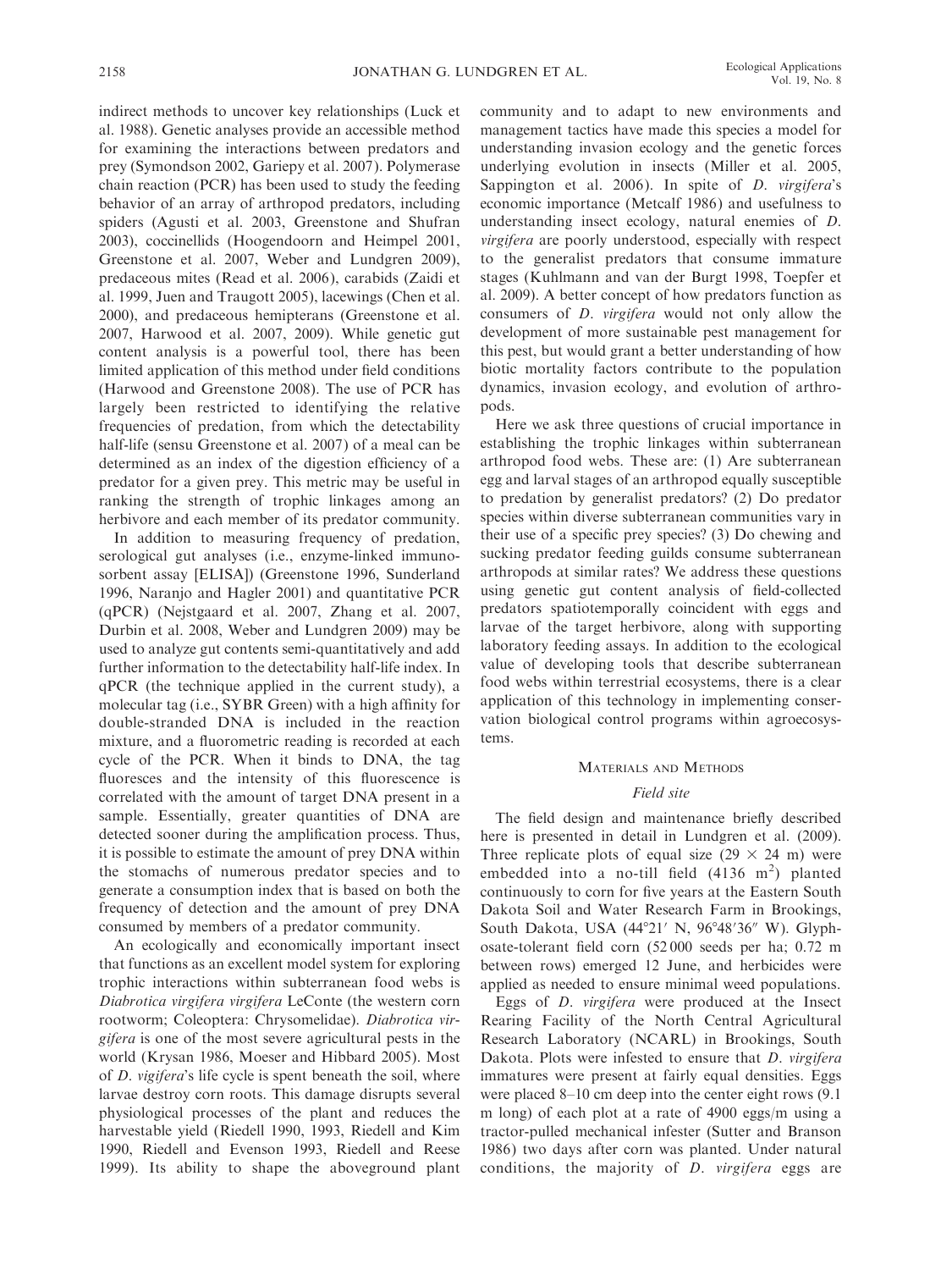indirect methods to uncover key relationships (Luck et al. 1988). Genetic analyses provide an accessible method for examining the interactions between predators and prey (Symondson 2002, Gariepy et al. 2007). Polymerase chain reaction (PCR) has been used to study the feeding behavior of an array of arthropod predators, including spiders (Agusti et al. 2003, Greenstone and Shufran 2003), coccinellids (Hoogendoorn and Heimpel 2001, Greenstone et al. 2007, Weber and Lundgren 2009), predaceous mites (Read et al. 2006), carabids (Zaidi et al. 1999, Juen and Traugott 2005), lacewings (Chen et al. 2000), and predaceous hemipterans (Greenstone et al. 2007, Harwood et al. 2007, 2009). While genetic gut content analysis is a powerful tool, there has been limited application of this method under field conditions (Harwood and Greenstone 2008). The use of PCR has largely been restricted to identifying the relative frequencies of predation, from which the detectability half-life (sensu Greenstone et al. 2007) of a meal can be determined as an index of the digestion efficiency of a predator for a given prey. This metric may be useful in ranking the strength of trophic linkages among an herbivore and each member of its predator community.

In addition to measuring frequency of predation, serological gut analyses (i.e., enzyme-linked immunosorbent assay [ELISA]) (Greenstone 1996, Sunderland 1996, Naranjo and Hagler 2001) and quantitative PCR (qPCR) (Nejstgaard et al. 2007, Zhang et al. 2007, Durbin et al. 2008, Weber and Lundgren 2009) may be used to analyze gut contents semi-quantitatively and add further information to the detectability half-life index. In qPCR (the technique applied in the current study), a molecular tag (i.e., SYBR Green) with a high affinity for double-stranded DNA is included in the reaction mixture, and a fluorometric reading is recorded at each cycle of the PCR. When it binds to DNA, the tag fluoresces and the intensity of this fluorescence is correlated with the amount of target DNA present in a sample. Essentially, greater quantities of DNA are detected sooner during the amplification process. Thus, it is possible to estimate the amount of prey DNA within the stomachs of numerous predator species and to generate a consumption index that is based on both the frequency of detection and the amount of prey DNA consumed by members of a predator community.

An ecologically and economically important insect that functions as an excellent model system for exploring trophic interactions within subterranean food webs is *Diabrotica virgifera virgifera* LeConte (the western corn rootworm; Coleoptera: Chrysomelidae). *Diabrotica virgifera* is one of the most severe agricultural pests in the world (Krysan 1986, Moeser and Hibbard 2005). Most of *D. vigifera*'s life cycle is spent beneath the soil, where larvae destroy corn roots. This damage disrupts several physiological processes of the plant and reduces the harvestable yield (Riedell 1990, 1993, Riedell and Kim 1990, Riedell and Evenson 1993, Riedell and Reese 1999). Its ability to shape the aboveground plant community and to adapt to new environments and management tactics have made this species a model for understanding invasion ecology and the genetic forces underlying evolution in insects (Miller et al. 2005, Sappington et al. 2006). In spite of *D. virgifera*'s economic importance (Metcalf 1986) and usefulness to understanding insect ecology, natural enemies of *D. virgifera* are poorly understood, especially with respect to the generalist predators that consume immature stages (Kuhlmann and van der Burgt 1998, Toepfer et al. 2009). A better concept of how predators function as consumers of *D. virgifera* would not only allow the development of more sustainable pest management for this pest, but would grant a better understanding of how biotic mortality factors contribute to the population dynamics, invasion ecology, and evolution of arthropods.

Here we ask three questions of crucial importance in establishing the trophic linkages within subterranean arthropod food webs. These are: (1) Are subterranean egg and larval stages of an arthropod equally susceptible to predation by generalist predators? (2) Do predator species within diverse subterranean communities vary in their use of a specific prey species? (3) Do chewing and sucking predator feeding guilds consume subterranean arthropods at similar rates? We address these questions using genetic gut content analysis of field-collected predators spatiotemporally coincident with eggs and larvae of the target herbivore, along with supporting laboratory feeding assays. In addition to the ecological value of developing tools that describe subterranean food webs within terrestrial ecosystems, there is a clear application of this technology in implementing conservation biological control programs within agroecosystems.

## Materials and Methods

### Field site

The field design and maintenance briefly described here is presented in detail in Lundgren et al. (2009). Three replicate plots of equal size ($29 \times 24$ m) were embedded into a no-till field (4136 $m^2$) planted continuously to corn for five years at the Eastern South Dakota Soil and Water Research Farm in Brookings, South Dakota, USA (44°21′ N, 96°48′36″ W). Glyphosate-tolerant field corn (52 000 seeds per ha; 0.72 m between rows) emerged 12 June, and herbicides were applied as needed to ensure minimal weed populations.

Eggs of *D. virgifera* were produced at the Insect Rearing Facility of the North Central Agricultural Research Laboratory (NCARL) in Brookings, South Dakota. Plots were infested to ensure that *D. virgifera* immatures were present at fairly equal densities. Eggs were placed 8–10 cm deep into the center eight rows (9.1 m long) of each plot at a rate of 4900 eggs/m using a tractor-pulled mechanical infester (Sutter and Branson 1986) two days after corn was planted. Under natural conditions, the majority of *D. virgifera* eggs are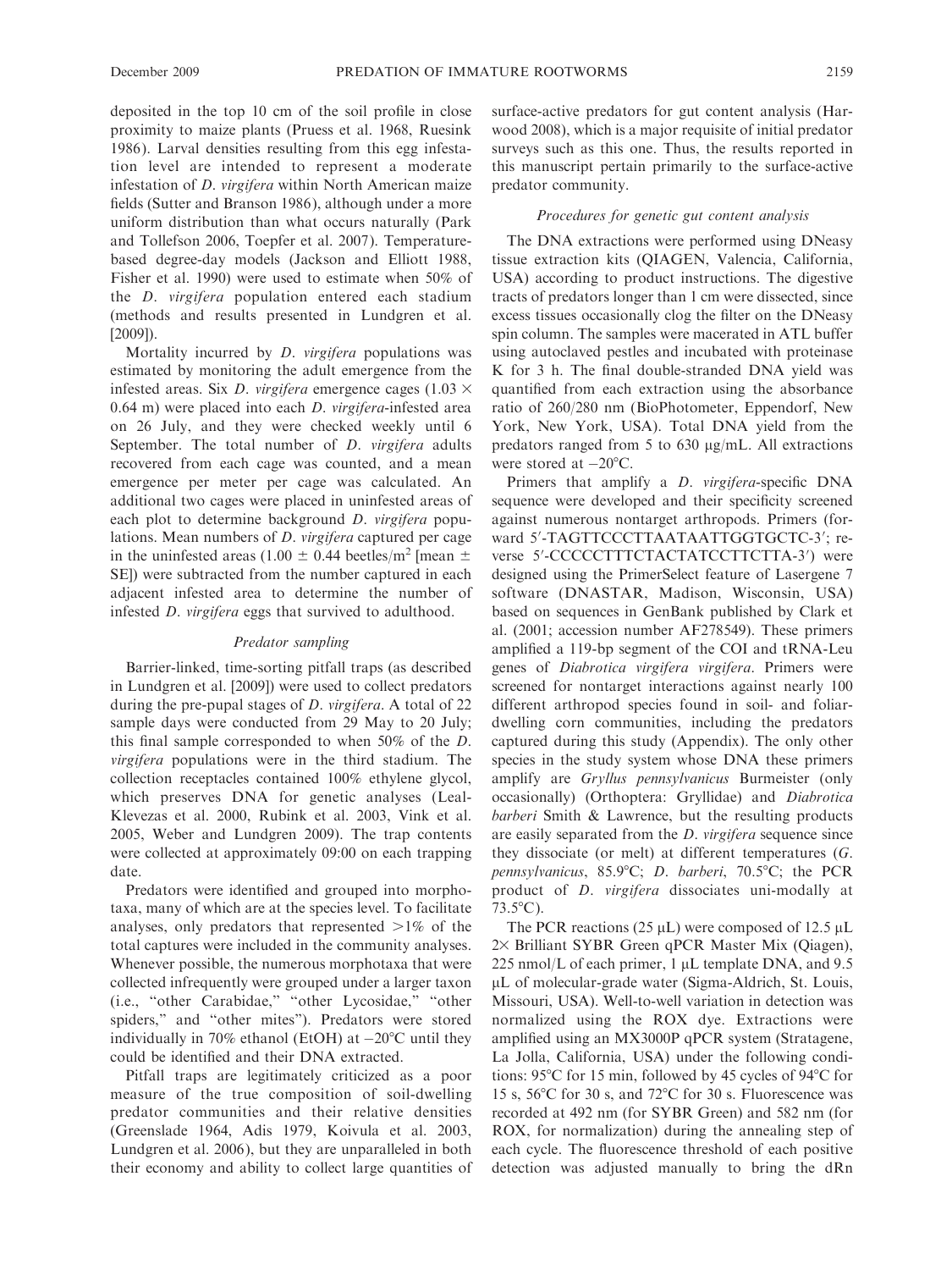deposited in the top 10 cm of the soil profile in close proximity to maize plants (Pruess et al. 1968, Ruesink 1986). Larval densities resulting from this egg infestation level are intended to represent a moderate infestation of *D. virgifera* within North American maize fields (Sutter and Branson 1986), although under a more uniform distribution than what occurs naturally (Park and Tollefson 2006, Toepfer et al. 2007). Temperature-based degree-day models (Jackson and Elliott 1988, Fisher et al. 1990) were used to estimate when 50% of the *D. virgifera* population entered each stadium (methods and results presented in Lundgren et al. [2009]).

Mortality incurred by *D. virgifera* populations was estimated by monitoring the adult emergence from the infested areas. Six *D. virgifera* emergence cages (1.03 × 0.64 m) were placed into each *D. virgifera*-infested area on 26 July, and they were checked weekly until 6 September. The total number of *D. virgifera* adults recovered from each cage was counted, and a mean emergence per meter per cage was calculated. An additional two cages were placed in uninfested areas of each plot to determine background *D. virgifera* populations. Mean numbers of *D. virgifera* captured per cage in the uninfested areas (1.00 ± 0.44 beetles/m$^2$ [mean ± SE]) were subtracted from the number captured in each adjacent infested area to determine the number of infested *D. virgifera* eggs that survived to adulthood.

### *Predator sampling*

Barrier-linked, time-sorting pitfall traps (as described in Lundgren et al. [2009]) were used to collect predators during the pre-pupal stages of *D. virgifera*. A total of 22 sample days were conducted from 29 May to 20 July; this final sample corresponded to when 50% of the *D. virgifera* populations were in the third stadium. The collection receptacles contained 100% ethylene glycol, which preserves DNA for genetic analyses (Leal-Klevezas et al. 2000, Rubink et al. 2003, Vink et al. 2005, Weber and Lundgren 2009). The trap contents were collected at approximately 09:00 on each trapping date.

Predators were identified and grouped into morphotaxa, many of which are at the species level. To facilitate analyses, only predators that represented >1% of the total captures were included in the community analyses. Whenever possible, the numerous morphotaxa that were collected infrequently were grouped under a larger taxon (i.e., "other Carabidae," "other Lycosidae," "other spiders," and "other mites"). Predators were stored individually in 70% ethanol (EtOH) at −20°C until they could be identified and their DNA extracted.

Pitfall traps are legitimately criticized as a poor measure of the true composition of soil-dwelling predator communities and their relative densities (Greenslade 1964, Adis 1979, Koivula et al. 2003, Lundgren et al. 2006), but they are unparalleled in both their economy and ability to collect large quantities of surface-active predators for gut content analysis (Harwood 2008), which is a major requisite of initial predator surveys such as this one. Thus, the results reported in this manuscript pertain primarily to the surface-active predator community.

### *Procedures for genetic gut content analysis*

The DNA extractions were performed using DNeasy tissue extraction kits (QIAGEN, Valencia, California, USA) according to product instructions. The digestive tracts of predators longer than 1 cm were dissected, since excess tissues occasionally clog the filter on the DNeasy spin column. The samples were macerated in ATL buffer using autoclaved pestles and incubated with proteinase K for 3 h. The final double-stranded DNA yield was quantified from each extraction using the absorbance ratio of 260/280 nm (BioPhotometer, Eppendorf, New York, New York, USA). Total DNA yield from the predators ranged from 5 to 630 μg/mL. All extractions were stored at −20°C.

Primers that amplify a *D. virgifera*-specific DNA sequence were developed and their specificity screened against numerous nontarget arthropods. Primers (forward 5′-TAGTTCCCTTAATAATTGGTGCTC-3′; reverse 5′-CCCCCTTTCTACTATCCTTCTTA-3′) were designed using the PrimerSelect feature of Lasergene 7 software (DNASTAR, Madison, Wisconsin, USA) based on sequences in GenBank published by Clark et al. (2001; accession number AF278549). These primers amplified a 119-bp segment of the COI and tRNA-Leu genes of *Diabrotica virgifera virgifera*. Primers were screened for nontarget interactions against nearly 100 different arthropod species found in soil- and foliar-dwelling corn communities, including the predators captured during this study (Appendix). The only other species in the study system whose DNA these primers amplify are *Gryllus pennsylvanicus* Burmeister (only occasionally) (Orthoptera: Gryllidae) and *Diabrotica barberi* Smith & Lawrence, but the resulting products are easily separated from the *D. virgifera* sequence since they dissociate (or melt) at different temperatures (*G. pennsylvanicus*, 85.9°C; *D. barberi*, 70.5°C; the PCR product of *D. virgifera* dissociates uni-modally at 73.5°C).

The PCR reactions (25 μL) were composed of 12.5 μL 2× Brilliant SYBR Green qPCR Master Mix (Qiagen), 225 nmol/L of each primer, 1 μL template DNA, and 9.5 μL of molecular-grade water (Sigma-Aldrich, St. Louis, Missouri, USA). Well-to-well variation in detection was normalized using the ROX dye. Extractions were amplified using an MX3000P qPCR system (Stratagene, La Jolla, California, USA) under the following conditions: 95°C for 15 min, followed by 45 cycles of 94°C for 15 s, 56°C for 30 s, and 72°C for 30 s. Fluorescence was recorded at 492 nm (for SYBR Green) and 582 nm (for ROX, for normalization) during the annealing step of each cycle. The fluorescence threshold of each positive detection was adjusted manually to bring the dRn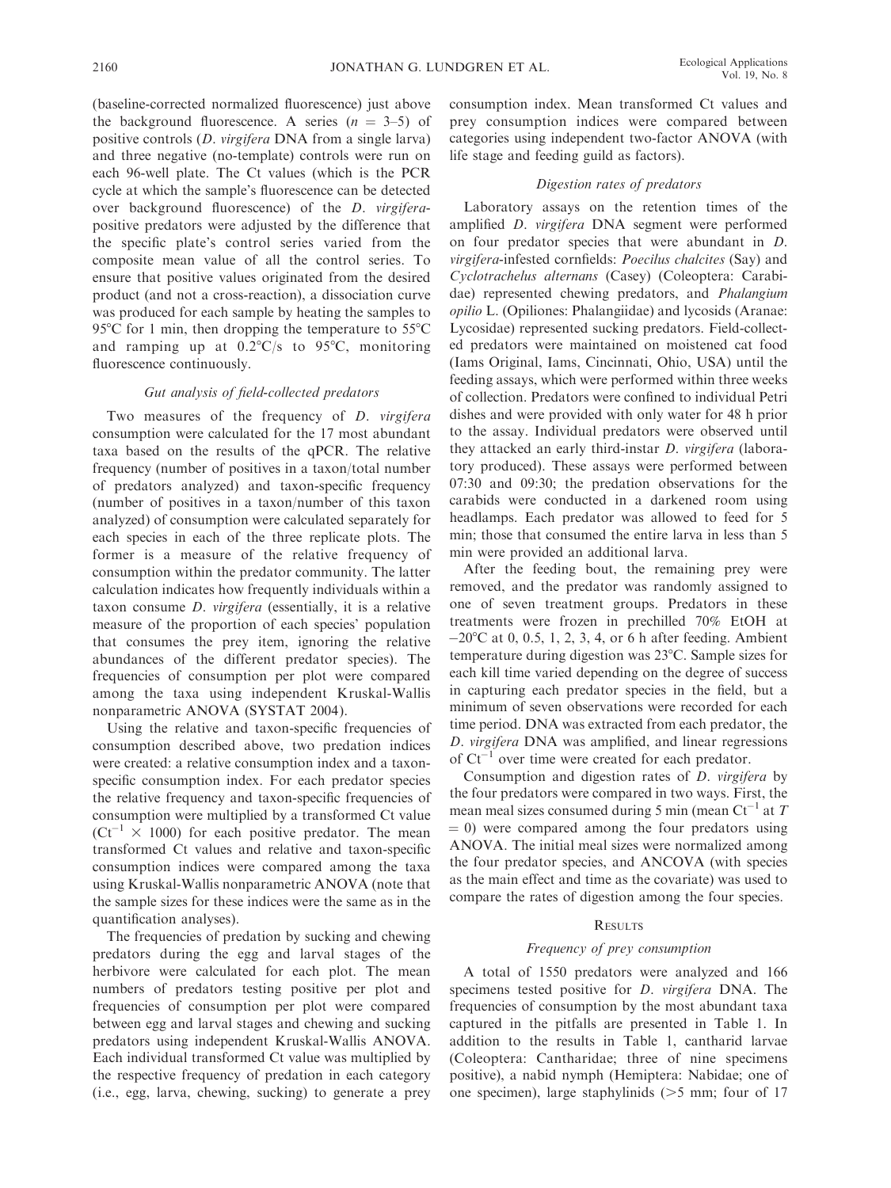(baseline-corrected normalized fluorescence) just above the background fluorescence. A series ($n$ = 3–5) of positive controls (*D. virgifera* DNA from a single larva) and three negative (no-template) controls were run on each 96-well plate. The Ct values (which is the PCR cycle at which the sample's fluorescence can be detected over background fluorescence) of the *D. virgifera*-positive predators were adjusted by the difference that the specific plate's control series varied from the composite mean value of all the control series. To ensure that positive values originated from the desired product (and not a cross-reaction), a dissociation curve was produced for each sample by heating the samples to 95°C for 1 min, then dropping the temperature to 55°C and ramping up at 0.2°C/s to 95°C, monitoring fluorescence continuously.

### *Gut analysis of field-collected predators*

Two measures of the frequency of *D. virgifera* consumption were calculated for the 17 most abundant taxa based on the results of the qPCR. The relative frequency (number of positives in a taxon/total number of predators analyzed) and taxon-specific frequency (number of positives in a taxon/number of this taxon analyzed) of consumption were calculated separately for each species in each of the three replicate plots. The former is a measure of the relative frequency of consumption within the predator community. The latter calculation indicates how frequently individuals within a taxon consume *D. virgifera* (essentially, it is a relative measure of the proportion of each species' population that consumes the prey item, ignoring the relative abundances of the different predator species). The frequencies of consumption per plot were compared among the taxa using independent Kruskal-Wallis nonparametric ANOVA (SYSTAT 2004).

Using the relative and taxon-specific frequencies of consumption described above, two predation indices were created: a relative consumption index and a taxon-specific consumption index. For each predator species the relative frequency and taxon-specific frequencies of consumption were multiplied by a transformed Ct value ($\text{Ct}^{-1} \times 1000$) for each positive predator. The mean transformed Ct values and relative and taxon-specific consumption indices were compared among the taxa using Kruskal-Wallis nonparametric ANOVA (note that the sample sizes for these indices were the same as in the quantification analyses).

The frequencies of predation by sucking and chewing predators during the egg and larval stages of the herbivore were calculated for each plot. The mean numbers of predators testing positive per plot and frequencies of consumption per plot were compared between egg and larval stages and chewing and sucking predators using independent Kruskal-Wallis ANOVA. Each individual transformed Ct value was multiplied by the respective frequency of predation in each category (i.e., egg, larva, chewing, sucking) to generate a prey consumption index. Mean transformed Ct values and prey consumption indices were compared between categories using independent two-factor ANOVA (with life stage and feeding guild as factors).

### *Digestion rates of predators*

Laboratory assays on the retention times of the amplified *D. virgifera* DNA segment were performed on four predator species that were abundant in *D. virgifera*-infested cornfields: *Poecilus chalcites* (Say) and *Cyclotrachelus alternans* (Casey) (Coleoptera: Carabidae) represented chewing predators, and *Phalangium opilio* L. (Opiliones: Phalangiidae) and lycosids (Aranae: Lycosidae) represented sucking predators. Field-collected predators were maintained on moistened cat food (Iams Original, Iams, Cincinnati, Ohio, USA) until the feeding assays, which were performed within three weeks of collection. Predators were confined to individual Petri dishes and were provided with only water for 48 h prior to the assay. Individual predators were observed until they attacked an early third-instar *D. virgifera* (laboratory produced). These assays were performed between 07:30 and 09:30; the predation observations for the carabids were conducted in a darkened room using headlamps. Each predator was allowed to feed for 5 min; those that consumed the entire larva in less than 5 min were provided an additional larva.

After the feeding bout, the remaining prey were removed, and the predator was randomly assigned to one of seven treatment groups. Predators in these treatments were frozen in prechilled 70% EtOH at −20°C at 0, 0.5, 1, 2, 3, 4, or 6 h after feeding. Ambient temperature during digestion was 23°C. Sample sizes for each kill time varied depending on the degree of success in capturing each predator species in the field, but a minimum of seven observations were recorded for each time period. DNA was extracted from each predator, the *D. virgifera* DNA was amplified, and linear regressions of $\text{Ct}^{-1}$ over time were created for each predator.

Consumption and digestion rates of *D. virgifera* by the four predators were compared in two ways. First, the mean meal sizes consumed during 5 min (mean $\text{Ct}^{-1}$ at $T = 0$) were compared among the four predators using ANOVA. The initial meal sizes were normalized among the four predator species, and ANCOVA (with species as the main effect and time as the covariate) was used to compare the rates of digestion among the four species.

## Results

### *Frequency of prey consumption*

A total of 1550 predators were analyzed and 166 specimens tested positive for *D. virgifera* DNA. The frequencies of consumption by the most abundant taxa captured in the pitfalls are presented in Table 1. In addition to the results in Table 1, cantharid larvae (Coleoptera: Cantharidae; three of nine specimens positive), a nabid nymph (Hemiptera: Nabidae; one of one specimen), large staphylinids (>5 mm; four of 17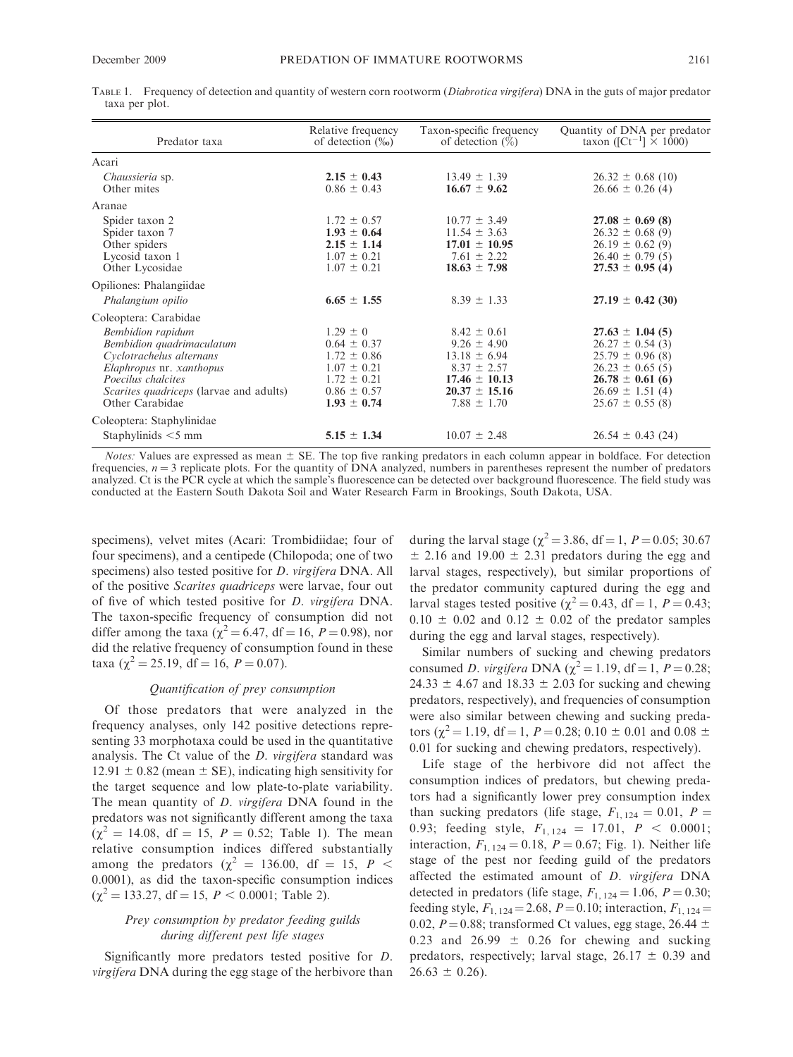TABLE 1. Frequency of detection and quantity of western corn rootworm (*Diabrotica virgifera*) DNA in the guts of major predator taxa per plot.

| Predator taxa | Relative frequency of detection (‰) | Taxon-specific frequency of detection (%) | Quantity of DNA per predator taxon ($[Ct^{-1}] \times 1000$) |
|---|---|---|---|
| Acari | | | |
| *Chaussieria* sp. | **2.15 ± 0.43** | 13.49 ± 1.39 | 26.32 ± 0.68 (10) |
| Other mites | 0.86 ± 0.43 | **16.67 ± 9.62** | 26.66 ± 0.26 (4) |
| Aranae | | | |
| Spider taxon 2 | 1.72 ± 0.57 | 10.77 ± 3.49 | **27.08 ± 0.69 (8)** |
| Spider taxon 7 | **1.93 ± 0.64** | 11.54 ± 3.63 | 26.32 ± 0.68 (9) |
| Other spiders | **2.15 ± 1.14** | **17.01 ± 10.95** | 26.19 ± 0.62 (9) |
| Lycosid taxon 1 | 1.07 ± 0.21 | 7.61 ± 2.22 | 26.40 ± 0.79 (5) |
| Other Lycosidae | 1.07 ± 0.21 | **18.63 ± 7.98** | **27.53 ± 0.95 (4)** |
| Opiliones: Phalangiidae | | | |
| *Phalangium opilio* | **6.65 ± 1.55** | 8.39 ± 1.33 | **27.19 ± 0.42 (30)** |
| Coleoptera: Carabidae | | | |
| *Bembidion rapidum* | 1.29 ± 0 | 8.42 ± 0.61 | **27.63 ± 1.04 (5)** |
| *Bembidion quadrimaculatum* | 0.64 ± 0.37 | 9.26 ± 4.90 | 26.27 ± 0.54 (3) |
| *Cyclotrachelus alternans* | 1.72 ± 0.86 | 13.18 ± 6.94 | 25.79 ± 0.96 (8) |
| *Elaphropus* nr. *xanthopus* | 1.07 ± 0.21 | 8.37 ± 2.57 | 26.23 ± 0.65 (5) |
| *Poecilus chalcites* | 1.72 ± 0.21 | **17.46 ± 10.13** | **26.78 ± 0.61 (6)** |
| *Scarites quadriceps* (larvae and adults) | 0.86 ± 0.57 | **20.37 ± 15.16** | 26.69 ± 1.51 (4) |
| Other Carabidae | **1.93 ± 0.74** | 7.88 ± 1.70 | 25.67 ± 0.55 (8) |
| Coleoptera: Staphylinidae | | | |
| Staphylinids <5 mm | **5.15 ± 1.34** | 10.07 ± 2.48 | 26.54 ± 0.43 (24) |

*Notes:* Values are expressed as mean ± SE. The top five ranking predators in each column appear in boldface. For detection frequencies, $n = 3$ replicate plots. For the quantity of DNA analyzed, numbers in parentheses represent the number of predators analyzed. Ct is the PCR cycle at which the sample's fluorescence can be detected over background fluorescence. The field study was conducted at the Eastern South Dakota Soil and Water Research Farm in Brookings, South Dakota, USA.

specimens), velvet mites (Acari: Trombidiidae; four of four specimens), and a centipede (Chilopoda; one of two specimens) also tested positive for *D. virgifera* DNA. All of the positive *Scarites quadriceps* were larvae, four out of five of which tested positive for *D. virgifera* DNA. The taxon-specific frequency of consumption did not differ among the taxa ($\chi^2 = 6.47$, df = 16, $P = 0.98$), nor did the relative frequency of consumption found in these taxa ($\chi^2 = 25.19$, df = 16, $P = 0.07$).

### *Quantification of prey consumption*

Of those predators that were analyzed in the frequency analyses, only 142 positive detections representing 33 morphotaxa could be used in the quantitative analysis. The Ct value of the *D. virgifera* standard was 12.91 ± 0.82 (mean ± SE), indicating high sensitivity for the target sequence and low plate-to-plate variability. The mean quantity of *D. virgifera* DNA found in the predators was not significantly different among the taxa ($\chi^2 = 14.08$, df = 15, $P = 0.52$; Table 1). The mean relative consumption indices differed substantially among the predators ($\chi^2 = 136.00$, df = 15, $P < 0.0001$), as did the taxon-specific consumption indices ($\chi^2 = 133.27$, df = 15, $P < 0.0001$; Table 2).

### *Prey consumption by predator feeding guilds during different pest life stages*

Significantly more predators tested positive for *D. virgifera* DNA during the egg stage of the herbivore than during the larval stage ($\chi^2 = 3.86$, df = 1, $P = 0.05$; 30.67 ± 2.16 and 19.00 ± 2.31 predators during the egg and larval stages, respectively), but similar proportions of the predator community captured during the egg and larval stages tested positive ($\chi^2 = 0.43$, df = 1, $P = 0.43$; 0.10 ± 0.02 and 0.12 ± 0.02 of the predator samples during the egg and larval stages, respectively).

Similar numbers of sucking and chewing predators consumed *D. virgifera* DNA ($\chi^2 = 1.19$, df = 1, $P = 0.28$; 24.33 ± 4.67 and 18.33 ± 2.03 for sucking and chewing predators, respectively), and frequencies of consumption were also similar between chewing and sucking predators ($\chi^2 = 1.19$, df = 1, $P = 0.28$; 0.10 ± 0.01 and 0.08 ± 0.01 for sucking and chewing predators, respectively).

Life stage of the herbivore did not affect the consumption indices of predators, but chewing predators had a significantly lower prey consumption index than sucking predators (life stage, $F_{1,124} = 0.01$, $P = 0.93$; feeding style, $F_{1,124} = 17.01$, $P < 0.0001$; interaction, $F_{1,124} = 0.18$, $P = 0.67$; Fig. 1). Neither life stage of the pest nor feeding guild of the predators affected the estimated amount of *D. virgifera* DNA detected in predators (life stage, $F_{1,124} = 1.06$, $P = 0.30$; feeding style, $F_{1,124} = 2.68$, $P = 0.10$; interaction, $F_{1,124} = 0.02$, $P = 0.88$; transformed Ct values, egg stage, 26.44 ± 0.23 and 26.99 ± 0.26 for chewing and sucking predators, respectively; larval stage, 26.17 ± 0.39 and 26.63 ± 0.26).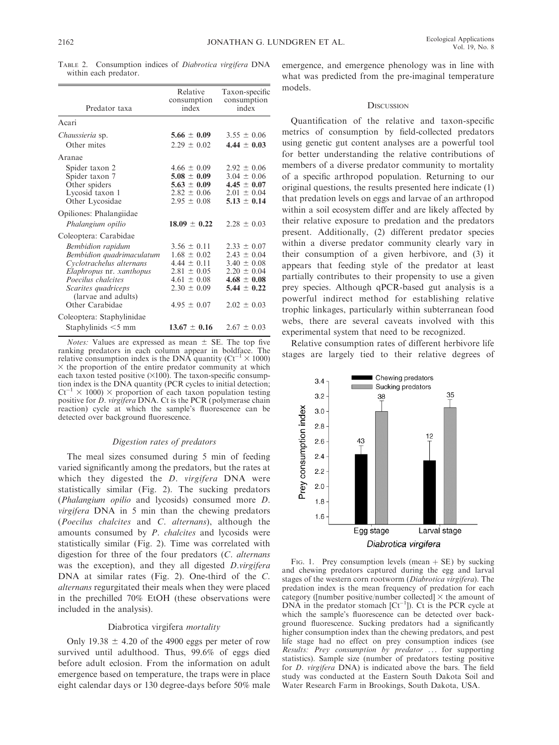TABLE 2. Consumption indices of *Diabrotica virgifera* DNA within each predator.

| Predator taxa | Relative consumption index | Taxon-specific consumption index |
|---|---|---|
| Acari | | |
| *Chaussieria* sp. | **5.66 ± 0.09** | 3.55 ± 0.06 |
| Other mites | 2.29 ± 0.02 | **4.44 ± 0.03** |
| Aranae | | |
| Spider taxon 2 | 4.66 ± 0.09 | 2.92 ± 0.06 |
| Spider taxon 7 | **5.08 ± 0.09** | 3.04 ± 0.06 |
| Other spiders | **5.63 ± 0.09** | **4.45 ± 0.07** |
| Lycosid taxon 1 | 2.82 ± 0.06 | 2.01 ± 0.04 |
| Other Lycosidae | 2.95 ± 0.08 | **5.13 ± 0.14** |
| Opiliones: Phalangiidae | | |
| *Phalangium opilio* | **18.09 ± 0.22** | 2.28 ± 0.03 |
| Coleoptera: Carabidae | | |
| *Bembidion rapidum* | 3.56 ± 0.11 | 2.33 ± 0.07 |
| *Bembidion quadrimaculatum* | 1.68 ± 0.02 | 2.43 ± 0.04 |
| *Cyclotrachelus alternans* | 4.44 ± 0.11 | 3.40 ± 0.08 |
| *Elaphropus* nr. *xanthopus* | 2.81 ± 0.05 | 2.20 ± 0.04 |
| *Poecilus chalcites* | 4.61 ± 0.08 | **4.68 ± 0.08** |
| *Scarites quadriceps* (larvae and adults) | 2.30 ± 0.09 | **5.44 ± 0.22** |
| Other Carabidae | 4.95 ± 0.07 | 2.02 ± 0.03 |
| Coleoptera: Staphylinidae | | |
| Staphylinids <5 mm | **13.67 ± 0.16** | 2.67 ± 0.03 |

*Notes:* Values are expressed as mean ± SE. The top five ranking predators in each column appear in boldface. The relative consumption index is the DNA quantity ($Ct^{-1} \times 1000$) × the proportion of the entire predator community at which each taxon tested positive (×100). The taxon-specific consumption index is the DNA quantity (PCR cycles to initial detection; $Ct^{-1} \times 1000$) × proportion of each taxon population testing positive for *D. virgifera* DNA. Ct is the PCR (polymerase chain reaction) cycle at which the sample's fluorescence can be detected over background fluorescence.

### Digestion rates of predators

The meal sizes consumed during 5 min of feeding varied significantly among the predators, but the rates at which they digested the *D. virgifera* DNA were statistically similar (Fig. 2). The sucking predators (*Phalangium opilio* and lycosids) consumed more *D. virgifera* DNA in 5 min than the chewing predators (*Poecilus chalcites* and *C. alternans*), although the amounts consumed by *P. chalcites* and lycosids were statistically similar (Fig. 2). Time was correlated with digestion for three of the four predators (*C. alternans* was the exception), and they all digested *D.virgifera* DNA at similar rates (Fig. 2). One-third of the *C. alternans* regurgitated their meals when they were placed in the prechilled 70% EtOH (these observations were included in the analysis).

### Diabrotica virgifera *mortality*

Only 19.38 ± 4.20 of the 4900 eggs per meter of row survived until adulthood. Thus, 99.6% of eggs died before adult eclosion. From the information on adult emergence based on temperature, the traps were in place eight calendar days or 130 degree-days before 50% male emergence, and emergence phenology was in line with what was predicted from the pre-imaginal temperature models.

## DISCUSSION

Quantification of the relative and taxon-specific metrics of consumption by field-collected predators using genetic gut content analyses are a powerful tool for better understanding the relative contributions of members of a diverse predator community to mortality of a specific arthropod population. Returning to our original questions, the results presented here indicate (1) that predation levels on eggs and larvae of an arthropod within a soil ecosystem differ and are likely affected by their relative exposure to predation and the predators present. Additionally, (2) different predator species within a diverse predator community clearly vary in their consumption of a given herbivore, and (3) it appears that feeding style of the predator at least partially contributes to their propensity to use a given prey species. Although qPCR-based gut analysis is a powerful indirect method for establishing relative trophic linkages, particularly within subterranean food webs, there are several caveats involved with this experimental system that need to be recognized.

Relative consumption rates of different herbivore life stages are largely tied to their relative degrees of

FIG. 1. Prey consumption levels (mean + SE) by sucking and chewing predators captured during the egg and larval stages of the western corn rootworm (*Diabrotica virgifera*). The predation index is the mean frequency of predation for each category ([number positive/number collected] × the amount of DNA in the predator stomach [$Ct^{-1}$]). Ct is the PCR cycle at which the sample's fluorescence can be detected over background fluorescence. Sucking predators had a significantly higher consumption index than the chewing predators, and pest life stage had no effect on prey consumption indices (see *Results: Prey consumption by predator* ... for supporting statistics). Sample size (number of predators testing positive for *D. virgifera* DNA) is indicated above the bars. The field study was conducted at the Eastern South Dakota Soil and Water Research Farm in Brookings, South Dakota, USA.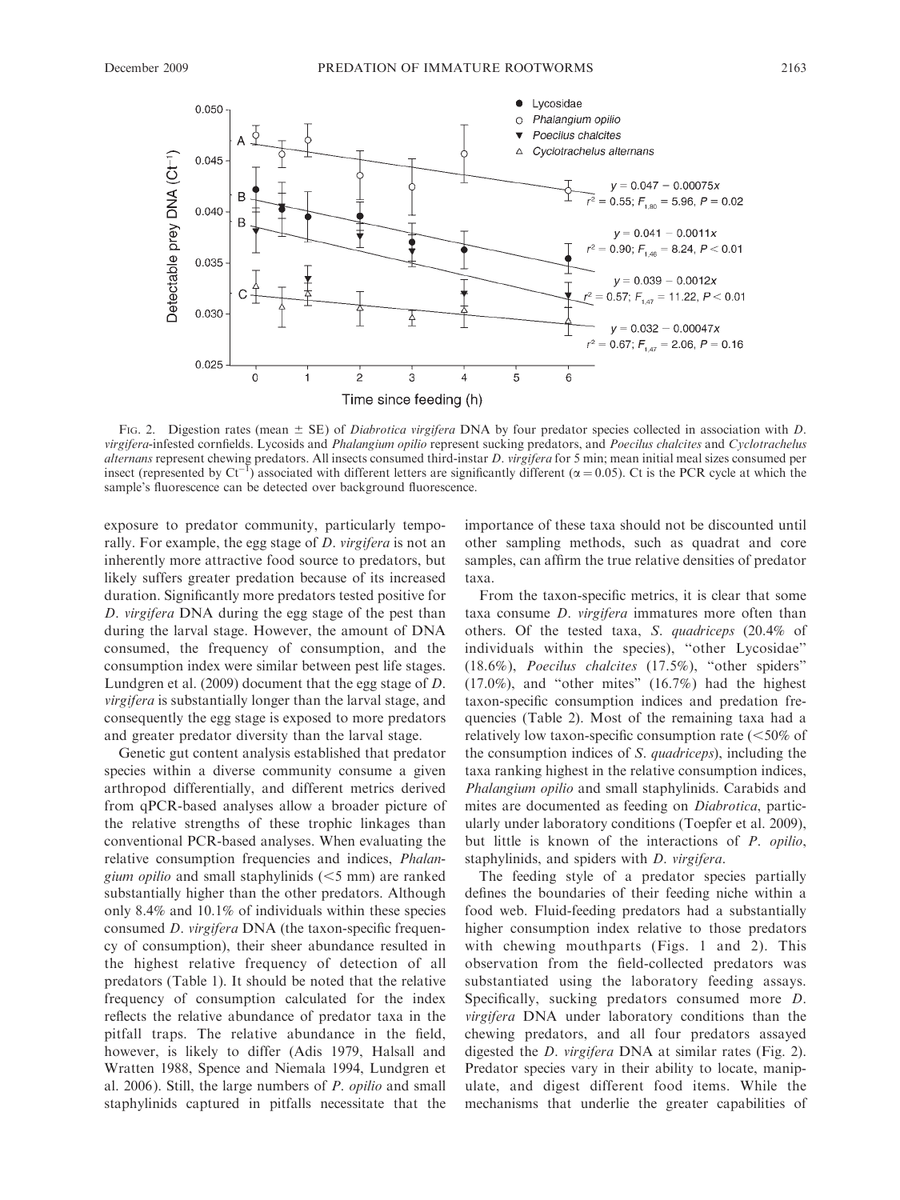FIG. 2. Digestion rates (mean ± SE) of *Diabrotica virgifera* DNA by four predator species collected in association with *D. virgifera*-infested cornfields. Lycosids and *Phalangium opilio* represent sucking predators, and *Poecilus chalcites* and *Cyclotrachelus alternans* represent chewing predators. All insects consumed third-instar *D. virgifera* for 5 min; mean initial meal sizes consumed per insect (represented by $Ct^{-1}$) associated with different letters are significantly different ($\alpha = 0.05$). Ct is the PCR cycle at which the sample's fluorescence can be detected over background fluorescence.

exposure to predator community, particularly temporally. For example, the egg stage of *D. virgifera* is not an inherently more attractive food source to predators, but likely suffers greater predation because of its increased duration. Significantly more predators tested positive for *D. virgifera* DNA during the egg stage of the pest than during the larval stage. However, the amount of DNA consumed, the frequency of consumption, and the consumption index were similar between pest life stages. Lundgren et al. (2009) document that the egg stage of *D. virgifera* is substantially longer than the larval stage, and consequently the egg stage is exposed to more predators and greater predator diversity than the larval stage.

Genetic gut content analysis established that predator species within a diverse community consume a given arthropod differentially, and different metrics derived from qPCR-based analyses allow a broader picture of the relative strengths of these trophic linkages than conventional PCR-based analyses. When evaluating the relative consumption frequencies and indices, *Phalangium opilio* and small staphylinids (<5 mm) are ranked substantially higher than the other predators. Although only 8.4% and 10.1% of individuals within these species consumed *D. virgifera* DNA (the taxon-specific frequency of consumption), their sheer abundance resulted in the highest relative frequency of detection of all predators (Table 1). It should be noted that the relative frequency of consumption calculated for the index reflects the relative abundance of predator taxa in the pitfall traps. The relative abundance in the field, however, is likely to differ (Adis 1979, Halsall and Wratten 1988, Spence and Niemala 1994, Lundgren et al. 2006). Still, the large numbers of *P. opilio* and small staphylinids captured in pitfalls necessitate that the importance of these taxa should not be discounted until other sampling methods, such as quadrat and core samples, can affirm the true relative densities of predator taxa.

From the taxon-specific metrics, it is clear that some taxa consume *D. virgifera* immatures more often than others. Of the tested taxa, *S. quadriceps* (20.4% of individuals within the species), "other Lycosidae" (18.6%), *Poecilus chalcites* (17.5%), "other spiders" (17.0%), and "other mites" (16.7%) had the highest taxon-specific consumption indices and predation frequencies (Table 2). Most of the remaining taxa had a relatively low taxon-specific consumption rate (<50% of the consumption indices of *S. quadriceps*), including the taxa ranking highest in the relative consumption indices, *Phalangium opilio* and small staphylinids. Carabids and mites are documented as feeding on *Diabrotica*, particularly under laboratory conditions (Toepfer et al. 2009), but little is known of the interactions of *P. opilio*, staphylinids, and spiders with *D. virgifera*.

The feeding style of a predator species partially defines the boundaries of their feeding niche within a food web. Fluid-feeding predators had a substantially higher consumption index relative to those predators with chewing mouthparts (Figs. 1 and 2). This observation from the field-collected predators was substantiated using the laboratory feeding assays. Specifically, sucking predators consumed more *D. virgifera* DNA under laboratory conditions than the chewing predators, and all four predators assayed digested the *D. virgifera* DNA at similar rates (Fig. 2). Predator species vary in their ability to locate, manipulate, and digest different food items. While the mechanisms that underlie the greater capabilities of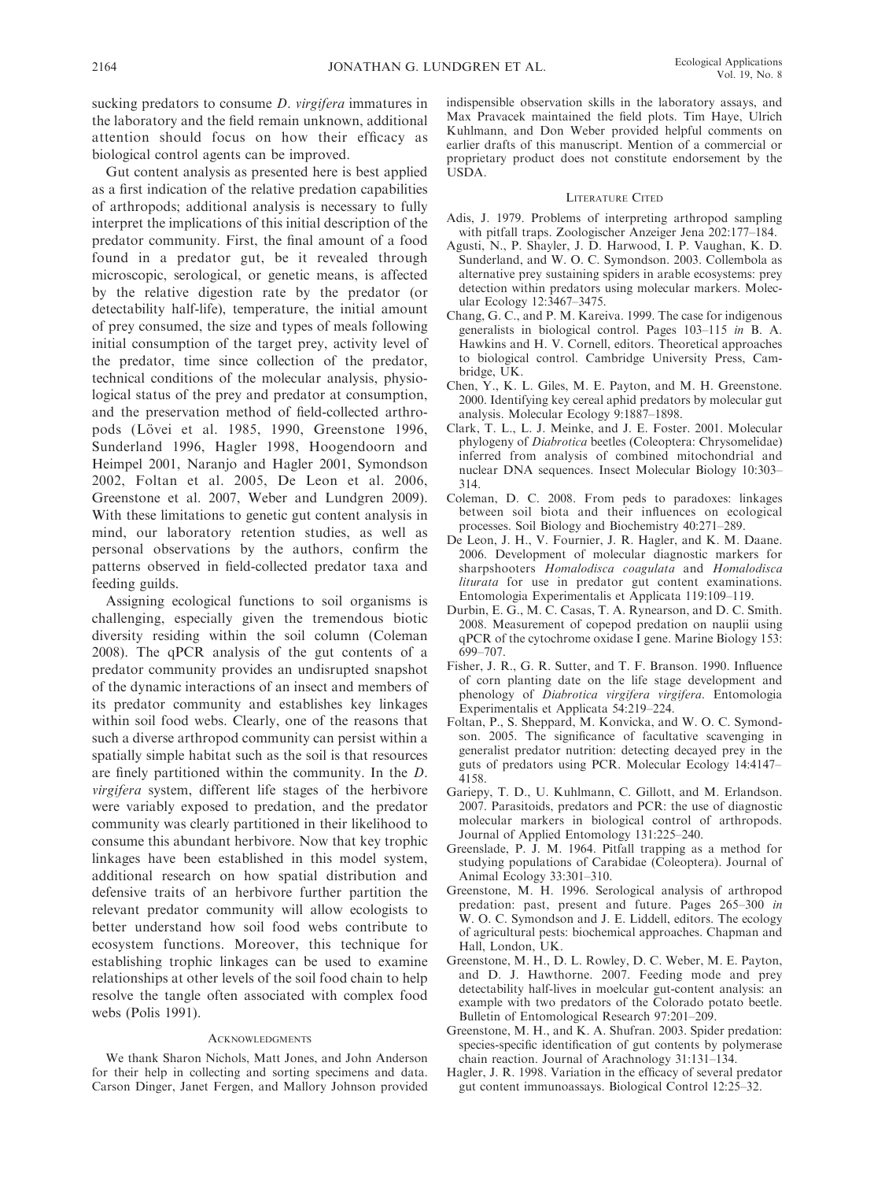sucking predators to consume *D. virgifera* immatures in the laboratory and the field remain unknown, additional attention should focus on how their efficacy as biological control agents can be improved.

Gut content analysis as presented here is best applied as a first indication of the relative predation capabilities of arthropods; additional analysis is necessary to fully interpret the implications of this initial description of the predator community. First, the final amount of a food found in a predator gut, be it revealed through microscopic, serological, or genetic means, is affected by the relative digestion rate by the predator (or detectability half-life), temperature, the initial amount of prey consumed, the size and types of meals following initial consumption of the target prey, activity level of the predator, time since collection of the predator, technical conditions of the molecular analysis, physiological status of the prey and predator at consumption, and the preservation method of field-collected arthropods (Lövei et al. 1985, 1990, Greenstone 1996, Sunderland 1996, Hagler 1998, Hoogendoorn and Heimpel 2001, Naranjo and Hagler 2001, Symondson 2002, Foltan et al. 2005, De Leon et al. 2006, Greenstone et al. 2007, Weber and Lundgren 2009). With these limitations to genetic gut content analysis in mind, our laboratory retention studies, as well as personal observations by the authors, confirm the patterns observed in field-collected predator taxa and feeding guilds.

Assigning ecological functions to soil organisms is challenging, especially given the tremendous biotic diversity residing within the soil column (Coleman 2008). The qPCR analysis of the gut contents of a predator community provides an undisrupted snapshot of the dynamic interactions of an insect and members of its predator community and establishes key linkages within soil food webs. Clearly, one of the reasons that such a diverse arthropod community can persist within a spatially simple habitat such as the soil is that resources are finely partitioned within the community. In the *D. virgifera* system, different life stages of the herbivore were variably exposed to predation, and the predator community was clearly partitioned in their likelihood to consume this abundant herbivore. Now that key trophic linkages have been established in this model system, additional research on how spatial distribution and defensive traits of an herbivore further partition the relevant predator community will allow ecologists to better understand how soil food webs contribute to ecosystem functions. Moreover, this technique for establishing trophic linkages can be used to examine relationships at other levels of the soil food chain to help resolve the tangle often associated with complex food webs (Polis 1991).

## Acknowledgments

We thank Sharon Nichols, Matt Jones, and John Anderson for their help in collecting and sorting specimens and data. Carson Dinger, Janet Fergen, and Mallory Johnson provided indispensible observation skills in the laboratory assays, and Max Pravacek maintained the field plots. Tim Haye, Ulrich Kuhlmann, and Don Weber provided helpful comments on earlier drafts of this manuscript. Mention of a commercial or proprietary product does not constitute endorsement by the USDA.

## Literature Cited

Adis, J. 1979. Problems of interpreting arthropod sampling with pitfall traps. Zoologischer Anzeiger Jena 202:177–184.

Agusti, N., P. Shayler, J. D. Harwood, I. P. Vaughan, K. D. Sunderland, and W. O. C. Symondson. 2003. Collembola as alternative prey sustaining spiders in arable ecosystems: prey detection within predators using molecular markers. Molecular Ecology 12:3467–3475.

Chang, G. C., and P. M. Kareiva. 1999. The case for indigenous generalists in biological control. Pages 103–115 *in* B. A. Hawkins and H. V. Cornell, editors. Theoretical approaches to biological control. Cambridge University Press, Cambridge, UK.

Chen, Y., K. L. Giles, M. E. Payton, and M. H. Greenstone. 2000. Identifying key cereal aphid predators by molecular gut analysis. Molecular Ecology 9:1887–1898.

Clark, T. L., L. J. Meinke, and J. E. Foster. 2001. Molecular phylogeny of *Diabrotica* beetles (Coleoptera: Chrysomelidae) inferred from analysis of combined mitochondrial and nuclear DNA sequences. Insect Molecular Biology 10:303–314.

Coleman, D. C. 2008. From peds to paradoxes: linkages between soil biota and their influences on ecological processes. Soil Biology and Biochemistry 40:271–289.

De Leon, J. H., V. Fournier, J. R. Hagler, and K. M. Daane. 2006. Development of molecular diagnostic markers for sharpshooters *Homalodisca coagulata* and *Homalodisca liturata* for use in predator gut content examinations. Entomologia Experimentalis et Applicata 119:109–119.

Durbin, E. G., M. C. Casas, T. A. Rynearson, and D. C. Smith. 2008. Measurement of copepod predation on nauplii using qPCR of the cytochrome oxidase I gene. Marine Biology 153: 699–707.

Fisher, J. R., G. R. Sutter, and T. F. Branson. 1990. Influence of corn planting date on the life stage development and phenology of *Diabrotica virgifera virgifera*. Entomologia Experimentalis et Applicata 54:219–224.

Foltan, P., S. Sheppard, M. Konvicka, and W. O. C. Symondson. 2005. The significance of facultative scavenging in generalist predator nutrition: detecting decayed prey in the guts of predators using PCR. Molecular Ecology 14:4147–4158.

Gariepy, T. D., U. Kuhlmann, C. Gillott, and M. Erlandson. 2007. Parasitoids, predators and PCR: the use of diagnostic molecular markers in biological control of arthropods. Journal of Applied Entomology 131:225–240.

Greenslade, P. J. M. 1964. Pitfall trapping as a method for studying populations of Carabidae (Coleoptera). Journal of Animal Ecology 33:301–310.

Greenstone, M. H. 1996. Serological analysis of arthropod predation: past, present and future. Pages 265–300 *in* W. O. C. Symondson and J. E. Liddell, editors. The ecology of agricultural pests: biochemical approaches. Chapman and Hall, London, UK.

Greenstone, M. H., D. L. Rowley, D. C. Weber, M. E. Payton, and D. J. Hawthorne. 2007. Feeding mode and prey detectability half-lives in moelcular gut-content analysis: an example with two predators of the Colorado potato beetle. Bulletin of Entomological Research 97:201–209.

Greenstone, M. H., and K. A. Shufran. 2003. Spider predation: species-specific identification of gut contents by polymerase chain reaction. Journal of Arachnology 31:131–134.

Hagler, J. R. 1998. Variation in the efficacy of several predator gut content immunoassays. Biological Control 12:25–32.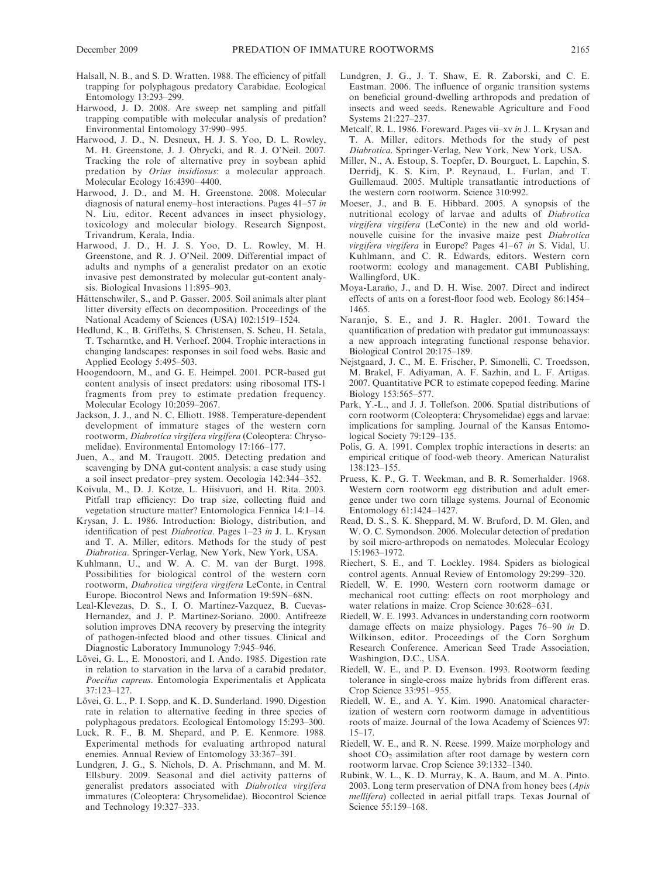Halsall, N. B., and S. D. Wratten. 1988. The efficiency of pitfall trapping for polyphagous predatory Carabidae. Ecological Entomology 13:293–299.

Harwood, J. D. 2008. Are sweep net sampling and pitfall trapping compatible with molecular analysis of predation? Environmental Entomology 37:990–995.

Harwood, J. D., N. Desneux, H. J. S. Yoo, D. L. Rowley, M. H. Greenstone, J. J. Obrycki, and R. J. O'Neil. 2007. Tracking the role of alternative prey in soybean aphid predation by *Orius insidiosus*: a molecular approach. Molecular Ecology 16:4390–4400.

Harwood, J. D., and M. H. Greenstone. 2008. Molecular diagnosis of natural enemy–host interactions. Pages 41–57 *in* N. Liu, editor. Recent advances in insect physiology, toxicology and molecular biology. Research Signpost, Trivandrum, Kerala, India.

Harwood, J. D., H. J. S. Yoo, D. L. Rowley, M. H. Greenstone, and R. J. O'Neil. 2009. Differential impact of adults and nymphs of a generalist predator on an exotic invasive pest demonstrated by molecular gut-content analysis. Biological Invasions 11:895–903.

Hättenschwiler, S., and P. Gasser. 2005. Soil animals alter plant litter diversity effects on decomposition. Proceedings of the National Academy of Sciences (USA) 102:1519–1524.

Hedlund, K., B. Griffeths, S. Christensen, S. Scheu, H. Setala, T. Tscharntke, and H. Verhoef. 2004. Trophic interactions in changing landscapes: responses in soil food webs. Basic and Applied Ecology 5:495–503.

Hoogendoorn, M., and G. E. Heimpel. 2001. PCR-based gut content analysis of insect predators: using ribosomal ITS-1 fragments from prey to estimate predation frequency. Molecular Ecology 10:2059–2067.

Jackson, J. J., and N. C. Elliott. 1988. Temperature-dependent development of immature stages of the western corn rootworm, *Diabrotica virgifera virgifera* (Coleoptera: Chrysomelidae). Environmental Entomology 17:166–177.

Juen, A., and M. Traugott. 2005. Detecting predation and scavenging by DNA gut-content analysis: a case study using a soil insect predator–prey system. Oecologia 142:344–352.

Koivula, M., D. J. Kotze, L. Hiisivuori, and H. Rita. 2003. Pitfall trap efficiency: Do trap size, collecting fluid and vegetation structure matter? Entomologica Fennica 14:1–14.

Krysan, J. L. 1986. Introduction: Biology, distribution, and identification of pest *Diabrotica*. Pages 1–23 *in* J. L. Krysan and T. A. Miller, editors. Methods for the study of pest *Diabrotica*. Springer-Verlag, New York, New York, USA.

Kuhlmann, U., and W. A. C. M. van der Burgt. 1998. Possibilities for biological control of the western corn rootworm, *Diabrotica virgifera virgifera* LeConte, in Central Europe. Biocontrol News and Information 19:59N–68N.

Leal-Klevezas, D. S., I. O. Martinez-Vazquez, B. Cuevas-Hernandez, and J. P. Martinez-Soriano. 2000. Antifreeze solution improves DNA recovery by preserving the integrity of pathogen-infected blood and other tissues. Clinical and Diagnostic Laboratory Immunology 7:945–946.

Lövei, G. L., E. Monostori, and I. Ando. 1985. Digestion rate in relation to starvation in the larva of a carabid predator, *Poecilus cupreus*. Entomologia Experimentalis et Applicata 37:123–127.

Lövei, G. L., P. I. Sopp, and K. D. Sunderland. 1990. Digestion rate in relation to alternative feeding in three species of polyphagous predators. Ecological Entomology 15:293–300.

Luck, R. F., B. M. Shepard, and P. E. Kenmore. 1988. Experimental methods for evaluating arthropod natural enemies. Annual Review of Entomology 33:367–391.

Lundgren, J. G., S. Nichols, D. A. Prischmann, and M. M. Ellsbury. 2009. Seasonal and diel activity patterns of generalist predators associated with *Diabrotica virgifera* immatures (Coleoptera: Chrysomelidae). Biocontrol Science and Technology 19:327–333.

Lundgren, J. G., J. T. Shaw, E. R. Zaborski, and C. E. Eastman. 2006. The influence of organic transition systems on beneficial ground-dwelling arthropods and predation of insects and weed seeds. Renewable Agriculture and Food Systems 21:227–237.

Metcalf, R. L. 1986. Foreward. Pages vii–xv *in* J. L. Krysan and T. A. Miller, editors. Methods for the study of pest *Diabrotica*. Springer-Verlag, New York, New York, USA.

Miller, N., A. Estoup, S. Toepfer, D. Bourguet, L. Lapchin, S. Derridj, K. S. Kim, P. Reynaud, L. Furlan, and T. Guillemaud. 2005. Multiple transatlantic introductions of the western corn rootworm. Science 310:992.

Moeser, J., and B. E. Hibbard. 2005. A synopsis of the nutritional ecology of larvae and adults of *Diabrotica virgifera virgifera* (LeConte) in the new and old world-nouvelle cuisine for the invasive maize pest *Diabrotica virgifera virgifera* in Europe? Pages 41–67 *in* S. Vidal, U. Kuhlmann, and C. R. Edwards, editors. Western corn rootworm: ecology and management. CABI Publishing, Wallingford, UK.

Moya-Laraño, J., and D. H. Wise. 2007. Direct and indirect effects of ants on a forest-floor food web. Ecology 86:1454–1465.

Naranjo, S. E., and J. R. Hagler. 2001. Toward the quantification of predation with predator gut immunoassays: a new approach integrating functional response behavior. Biological Control 20:175–189.

Nejstgaard, J. C., M. E. Frischer, P. Simonelli, C. Troedsson, M. Brakel, F. Adiyaman, A. F. Sazhin, and L. F. Artigas. 2007. Quantitative PCR to estimate copepod feeding. Marine Biology 153:565–577.

Park, Y.-L., and J. J. Tollefson. 2006. Spatial distributions of corn rootworm (Coleoptera: Chrysomelidae) eggs and larvae: implications for sampling. Journal of the Kansas Entomological Society 79:129–135.

Polis, G. A. 1991. Complex trophic interactions in deserts: an empirical critique of food-web theory. American Naturalist 138:123–155.

Pruess, K. P., G. T. Weekman, and B. R. Somerhalder. 1968. Western corn rootworm egg distribution and adult emergence under two corn tillage systems. Journal of Economic Entomology 61:1424–1427.

Read, D. S., S. K. Sheppard, M. W. Bruford, D. M. Glen, and W. O. C. Symondson. 2006. Molecular detection of predation by soil micro-arthropods on nematodes. Molecular Ecology 15:1963–1972.

Riechert, S. E., and T. Lockley. 1984. Spiders as biological control agents. Annual Review of Entomology 29:299–320.

Riedell, W. E. 1990. Western corn rootworm damage or mechanical root cutting: effects on root morphology and water relations in maize. Crop Science 30:628–631.

Riedell, W. E. 1993. Advances in understanding corn rootworm damage effects on maize physiology. Pages 76–90 *in* D. Wilkinson, editor. Proceedings of the Corn Sorghum Research Conference. American Seed Trade Association, Washington, D.C., USA.

Riedell, W. E., and P. D. Evenson. 1993. Rootworm feeding tolerance in single-cross maize hybrids from different eras. Crop Science 33:951–955.

Riedell, W. E., and A. Y. Kim. 1990. Anatomical characterization of western corn rootworm damage in adventitious roots of maize. Journal of the Iowa Academy of Sciences 97:15–17.

Riedell, W. E., and R. N. Reese. 1999. Maize morphology and shoot $CO_2$ assimilation after root damage by western corn rootworm larvae. Crop Science 39:1332–1340.

Rubink, W. L., K. D. Murray, K. A. Baum, and M. A. Pinto. 2003. Long term preservation of DNA from honey bees (*Apis mellifera*) collected in aerial pitfall traps. Texas Journal of Science 55:159–168.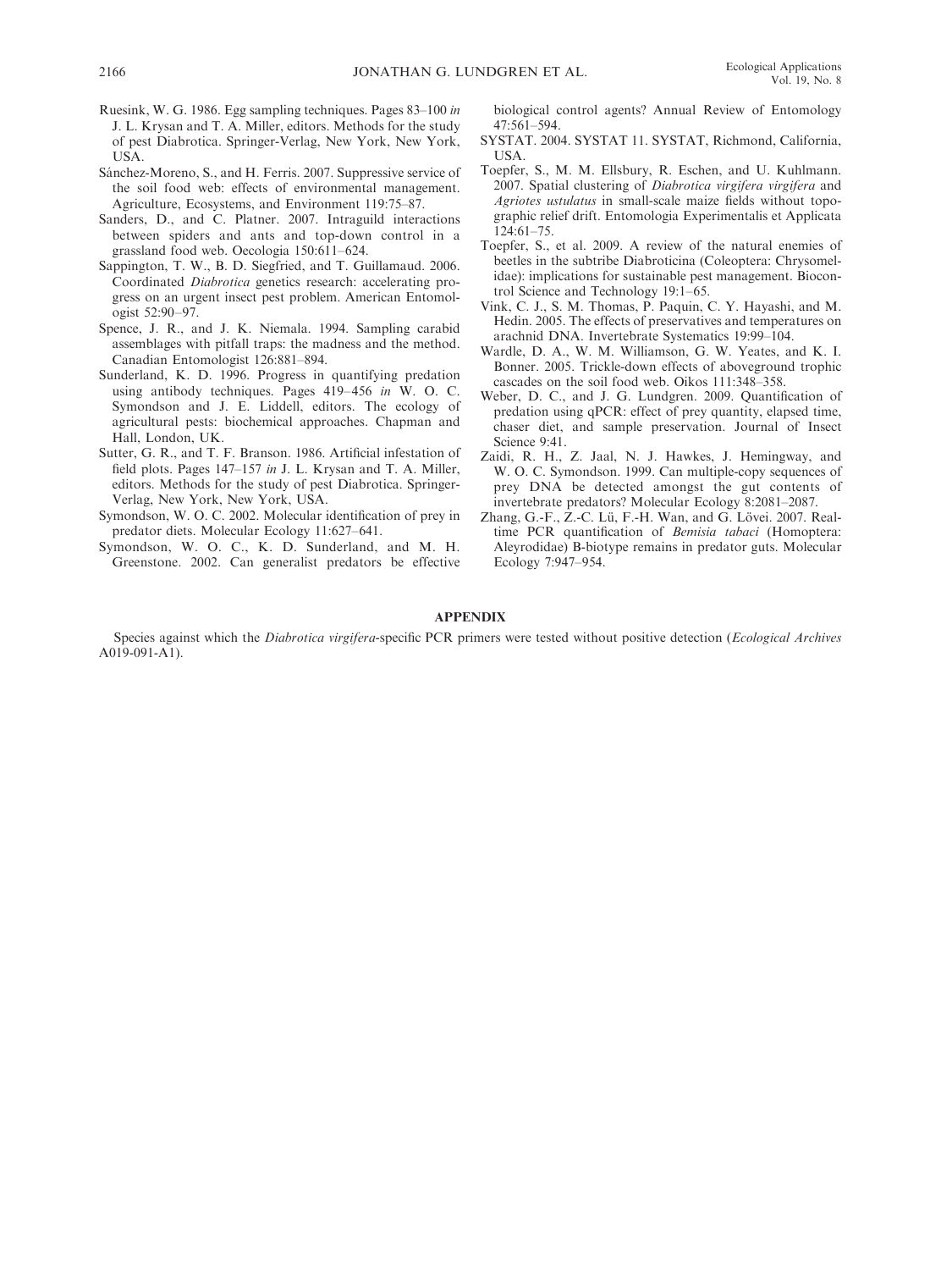Ruesink, W. G. 1986. Egg sampling techniques. Pages 83–100 *in* J. L. Krysan and T. A. Miller, editors. Methods for the study of pest Diabrotica. Springer-Verlag, New York, New York, USA.

Sánchez-Moreno, S., and H. Ferris. 2007. Suppressive service of the soil food web: effects of environmental management. Agriculture, Ecosystems, and Environment 119:75–87.

Sanders, D., and C. Platner. 2007. Intraguild interactions between spiders and ants and top-down control in a grassland food web. Oecologia 150:611–624.

Sappington, T. W., B. D. Siegfried, and T. Guillamaud. 2006. Coordinated *Diabrotica* genetics research: accelerating progress on an urgent insect pest problem. American Entomologist 52:90–97.

Spence, J. R., and J. K. Niemala. 1994. Sampling carabid assemblages with pitfall traps: the madness and the method. Canadian Entomologist 126:881–894.

Sunderland, K. D. 1996. Progress in quantifying predation using antibody techniques. Pages 419–456 *in* W. O. C. Symondson and J. E. Liddell, editors. The ecology of agricultural pests: biochemical approaches. Chapman and Hall, London, UK.

Sutter, G. R., and T. F. Branson. 1986. Artificial infestation of field plots. Pages 147–157 *in* J. L. Krysan and T. A. Miller, editors. Methods for the study of pest Diabrotica. Springer-Verlag, New York, New York, USA.

Symondson, W. O. C. 2002. Molecular identification of prey in predator diets. Molecular Ecology 11:627–641.

Symondson, W. O. C., K. D. Sunderland, and M. H. Greenstone. 2002. Can generalist predators be effective biological control agents? Annual Review of Entomology 47:561–594.

SYSTAT. 2004. SYSTAT 11. SYSTAT, Richmond, California, USA.

Toepfer, S., M. M. Ellsbury, R. Eschen, and U. Kuhlmann. 2007. Spatial clustering of *Diabrotica virgifera virgifera* and *Agriotes ustulatus* in small-scale maize fields without topographic relief drift. Entomologia Experimentalis et Applicata 124:61–75.

Toepfer, S., et al. 2009. A review of the natural enemies of beetles in the subtribe Diabroticina (Coleoptera: Chrysomelidae): implications for sustainable pest management. Biocontrol Science and Technology 19:1–65.

Vink, C. J., S. M. Thomas, P. Paquin, C. Y. Hayashi, and M. Hedin. 2005. The effects of preservatives and temperatures on arachnid DNA. Invertebrate Systematics 19:99–104.

Wardle, D. A., W. M. Williamson, G. W. Yeates, and K. I. Bonner. 2005. Trickle-down effects of aboveground trophic cascades on the soil food web. Oikos 111:348–358.

Weber, D. C., and J. G. Lundgren. 2009. Quantification of predation using qPCR: effect of prey quantity, elapsed time, chaser diet, and sample preservation. Journal of Insect Science 9:41.

Zaidi, R. H., Z. Jaal, N. J. Hawkes, J. Hemingway, and W. O. C. Symondson. 1999. Can multiple-copy sequences of prey DNA be detected amongst the gut contents of invertebrate predators? Molecular Ecology 8:2081–2087.

Zhang, G.-F., Z.-C. Lü, F.-H. Wan, and G. Lövei. 2007. Real-time PCR quantification of *Bemisia tabaci* (Homoptera: Aleyrodidae) B-biotype remains in predator guts. Molecular Ecology 7:947–954.

## APPENDIX

Species against which the *Diabrotica virgifera*-specific PCR primers were tested without positive detection (*Ecological Archives* A019-091-A1).